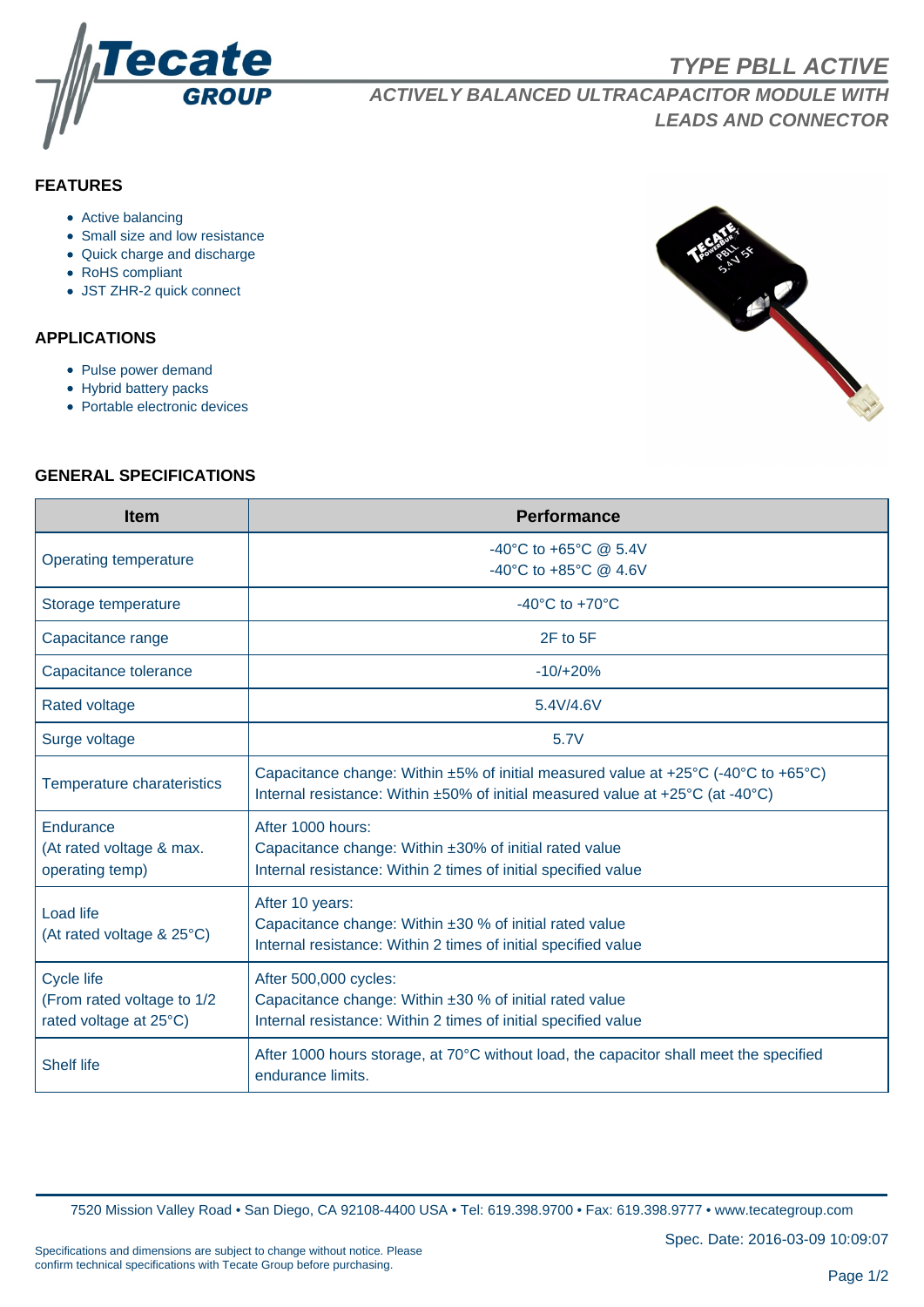# TYPE PBLL ACTIVE

## ACTIVELY BALANCED ULTRACAPACITOR MODULE WITH LEADS AND CONNECTOR

### FEATURES

- Active balancing
- Small size and low resistance
- Quick charge and discharge
- RoHS compliant
- JST ZHR-2 quick connect

### APPLICATIONS

- Pulse power demand
- Hybrid battery packs
- Portable electronic devices

### GENERAL SPECIFICATIONS

| Item | Performance |
| --- | --- |
| Operating temperature | -40°C to +65°C @ 5.4V<br>-40°C to +85°C @ 4.6V |
| Storage temperature | -40°C to +70°C |
| Capacitance range | 2F to 5F |
| Capacitance tolerance | -10/+20% |
| Rated voltage | 5.4V/4.6V |
| Surge voltage | 5.7V |
| Temperature charateristics | Capacitance change: Within ±5% of initial measured value at +25°C (-40°C to +65°C)<br>Internal resistance: Within ±50% of initial measured value at +25°C (at -40°C) |
| Endurance<br>(At rated voltage & max. operating temp) | After 1000 hours:<br>Capacitance change: Within ±30% of initial rated value<br>Internal resistance: Within 2 times of initial specified value |
| Load life<br>(At rated voltage & 25°C) | After 10 years:<br>Capacitance change: Within ±30 % of initial rated value<br>Internal resistance: Within 2 times of initial specified value |
| Cycle life<br>(From rated voltage to 1/2 rated voltage at 25°C) | After 500,000 cycles:<br>Capacitance change: Within ±30 % of initial rated value<br>Internal resistance: Within 2 times of initial specified value |
| Shelf life | After 1000 hours storage, at 70°C without load, the capacitor shall meet the specified endurance limits. |

7520 Mission Valley Road • San Diego, CA 92108-4400 USA • Tel: 619.398.9700 • Fax: 619.398.9777 • www.tecategroup.com

Spec. Date: 2016-03-09 10:09:07

Specifications and dimensions are subject to change without notice. Please confirm technical specifications with Tecate Group before purchasing.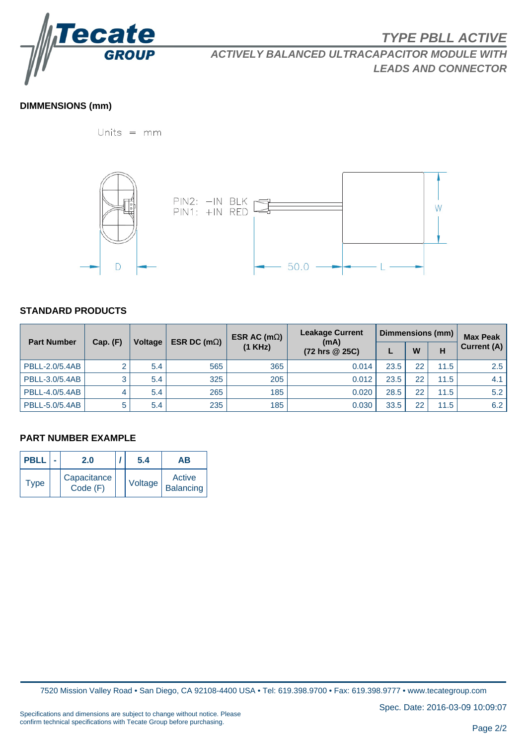# TYPE PBLL ACTIVE

## ACTIVELY BALANCED ULTRACAPACITOR MODULE WITH LEADS AND CONNECTOR

### DIMMENSIONS (mm)

Units = mm

PIN2: −IN BLK
PIN1: +IN RED

D

50.0

L

W

### STANDARD PRODUCTS

| Part Number | Cap. (F) | Voltage | ESR DC (mΩ) | ESR AC (mΩ) (1 KHz) | Leakage Current (mA) (72 hrs @ 25C) | Dimmensions (mm) | | | Max Peak Current (A) |
|---|---|---|---|---|---|---|---|---|---|
| | | | | | | L | W | H | |
| PBLL-2.0/5.4AB | 2 | 5.4 | 565 | 365 | 0.014 | 23.5 | 22 | 11.5 | 2.5 |
| PBLL-3.0/5.4AB | 3 | 5.4 | 325 | 205 | 0.012 | 23.5 | 22 | 11.5 | 4.1 |
| PBLL-4.0/5.4AB | 4 | 5.4 | 265 | 185 | 0.020 | 28.5 | 22 | 11.5 | 5.2 |
| PBLL-5.0/5.4AB | 5 | 5.4 | 235 | 185 | 0.030 | 33.5 | 22 | 11.5 | 6.2 |

### PART NUMBER EXAMPLE

| PBLL | - | 2.0 | / | 5.4 | AB |
|---|---|---|---|---|---|
| Type | | Capacitance Code (F) | | Voltage | Active Balancing |

7520 Mission Valley Road • San Diego, CA 92108-4400 USA • Tel: 619.398.9700 • Fax: 619.398.9777 • www.tecategroup.com

Spec. Date: 2016-03-09 10:09:07

Specifications and dimensions are subject to change without notice. Please confirm technical specifications with Tecate Group before purchasing.